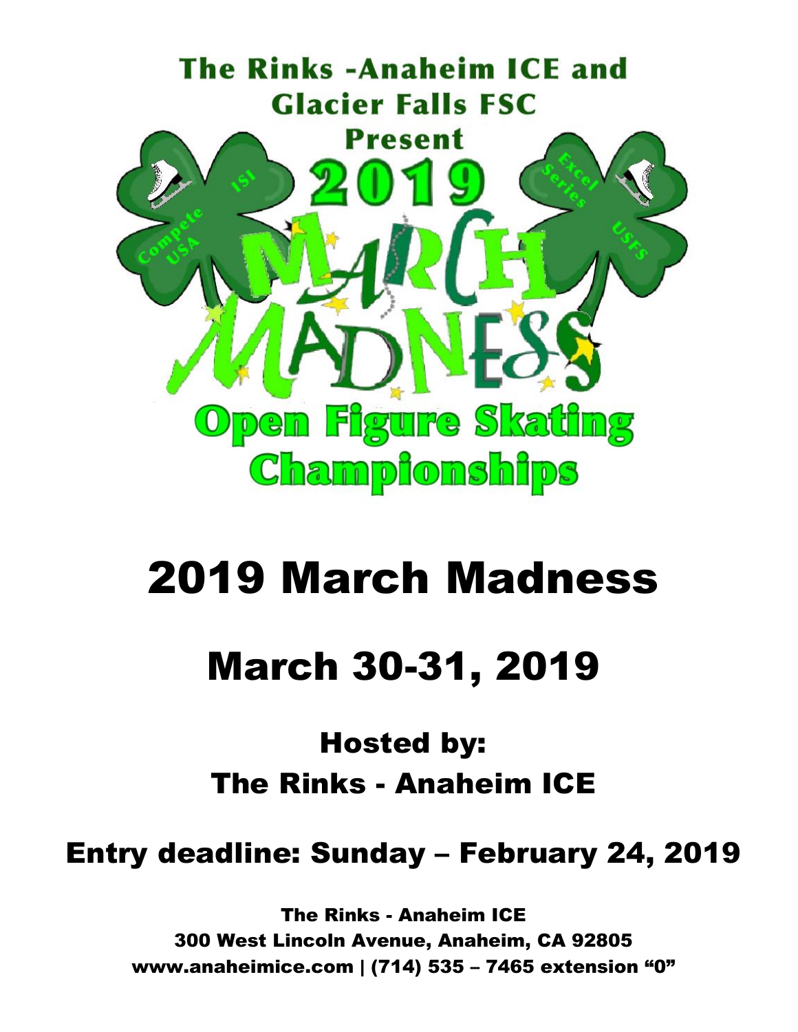The Rinks -Anaheim ICE and Glacier Falls FSC

Present

2019

MARCH MADNESS

Open Figure Skating Championships

Compete USA · ISI · Excel Series · USFS

# 2019 March Madness

# March 30-31, 2019

## Hosted by:
## The Rinks - Anaheim ICE

## Entry deadline: Sunday – February 24, 2019

**The Rinks - Anaheim ICE**
**300 West Lincoln Avenue, Anaheim, CA 92805**
**www.anaheimice.com | (714) 535 – 7465 extension "0"**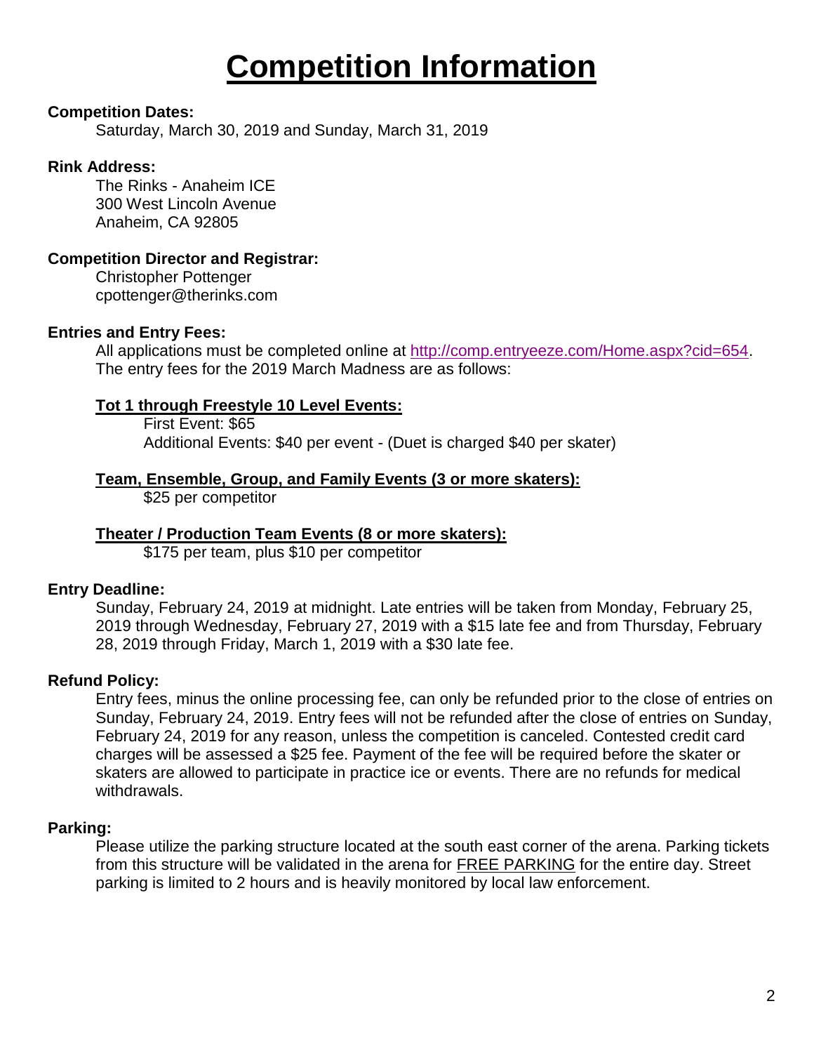# Competition Information

**Competition Dates:**

Saturday, March 30, 2019 and Sunday, March 31, 2019

**Rink Address:**

The Rinks - Anaheim ICE
300 West Lincoln Avenue
Anaheim, CA 92805

**Competition Director and Registrar:**

Christopher Pottenger
cpottenger@therinks.com

**Entries and Entry Fees:**

All applications must be completed online at [http://comp.entryeeze.com/Home.aspx?cid=654](http://comp.entryeeze.com/Home.aspx?cid=654). The entry fees for the 2019 March Madness are as follows:

**Tot 1 through Freestyle 10 Level Events:**

First Event: $65
Additional Events: $40 per event - (Duet is charged $40 per skater)

**Team, Ensemble, Group, and Family Events (3 or more skaters):**

$25 per competitor

**Theater / Production Team Events (8 or more skaters):**

$175 per team, plus $10 per competitor

**Entry Deadline:**

Sunday, February 24, 2019 at midnight. Late entries will be taken from Monday, February 25, 2019 through Wednesday, February 27, 2019 with a $15 late fee and from Thursday, February 28, 2019 through Friday, March 1, 2019 with a $30 late fee.

**Refund Policy:**

Entry fees, minus the online processing fee, can only be refunded prior to the close of entries on Sunday, February 24, 2019. Entry fees will not be refunded after the close of entries on Sunday, February 24, 2019 for any reason, unless the competition is canceled. Contested credit card charges will be assessed a $25 fee. Payment of the fee will be required before the skater or skaters are allowed to participate in practice ice or events. There are no refunds for medical withdrawals.

**Parking:**

Please utilize the parking structure located at the south east corner of the arena. Parking tickets from this structure will be validated in the arena for FREE PARKING for the entire day. Street parking is limited to 2 hours and is heavily monitored by local law enforcement.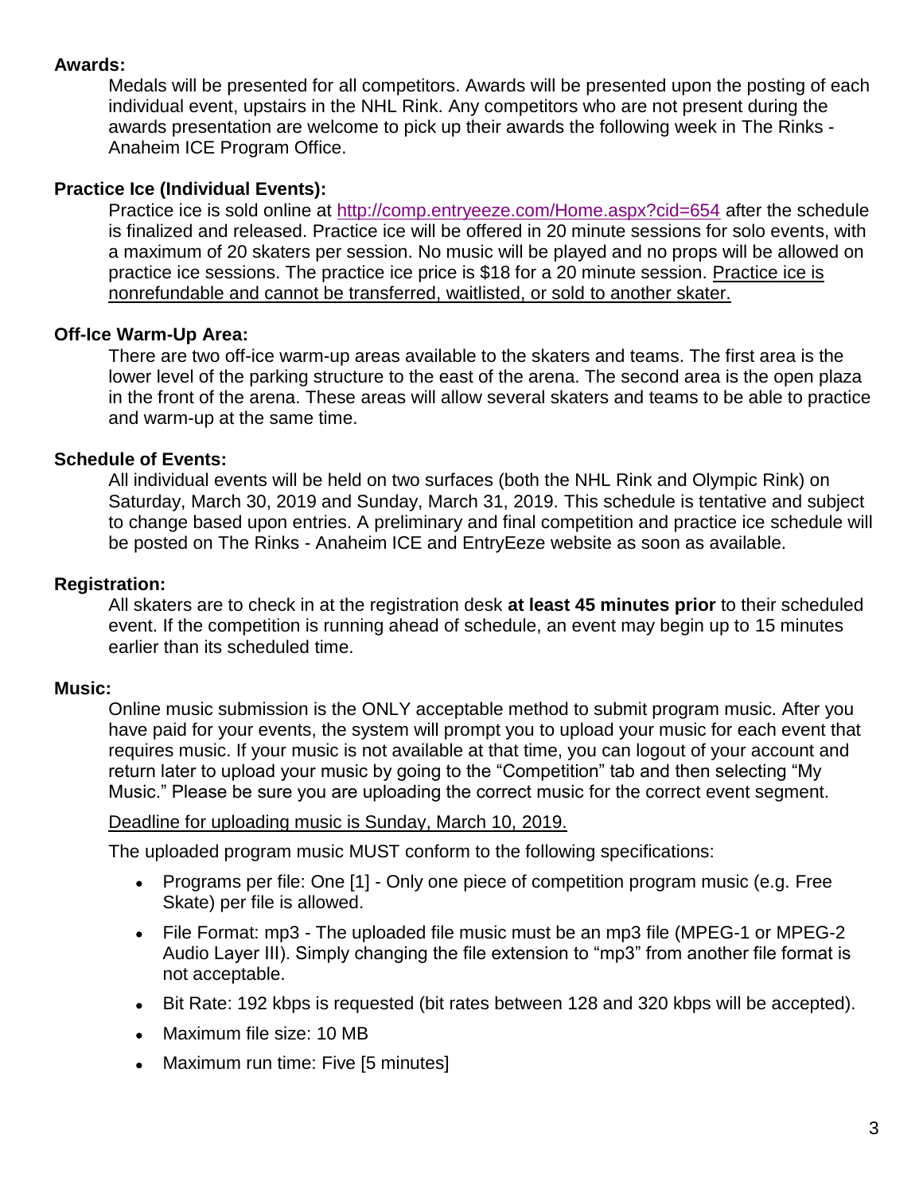**Awards:**

Medals will be presented for all competitors. Awards will be presented upon the posting of each individual event, upstairs in the NHL Rink. Any competitors who are not present during the awards presentation are welcome to pick up their awards the following week in The Rinks - Anaheim ICE Program Office.

**Practice Ice (Individual Events):**

Practice ice is sold online at http://comp.entryeeze.com/Home.aspx?cid=654 after the schedule is finalized and released. Practice ice will be offered in 20 minute sessions for solo events, with a maximum of 20 skaters per session. No music will be played and no props will be allowed on practice ice sessions. The practice ice price is $18 for a 20 minute session. Practice ice is nonrefundable and cannot be transferred, waitlisted, or sold to another skater.

**Off-Ice Warm-Up Area:**

There are two off-ice warm-up areas available to the skaters and teams. The first area is the lower level of the parking structure to the east of the arena. The second area is the open plaza in the front of the arena. These areas will allow several skaters and teams to be able to practice and warm-up at the same time.

**Schedule of Events:**

All individual events will be held on two surfaces (both the NHL Rink and Olympic Rink) on Saturday, March 30, 2019 and Sunday, March 31, 2019. This schedule is tentative and subject to change based upon entries. A preliminary and final competition and practice ice schedule will be posted on The Rinks - Anaheim ICE and EntryEeze website as soon as available.

**Registration:**

All skaters are to check in at the registration desk **at least 45 minutes prior** to their scheduled event. If the competition is running ahead of schedule, an event may begin up to 15 minutes earlier than its scheduled time.

**Music:**

Online music submission is the ONLY acceptable method to submit program music. After you have paid for your events, the system will prompt you to upload your music for each event that requires music. If your music is not available at that time, you can logout of your account and return later to upload your music by going to the "Competition" tab and then selecting "My Music." Please be sure you are uploading the correct music for the correct event segment.

Deadline for uploading music is Sunday, March 10, 2019.

The uploaded program music MUST conform to the following specifications:

- Programs per file: One [1] - Only one piece of competition program music (e.g. Free Skate) per file is allowed.
- File Format: mp3 - The uploaded file music must be an mp3 file (MPEG-1 or MPEG-2 Audio Layer III). Simply changing the file extension to "mp3" from another file format is not acceptable.
- Bit Rate: 192 kbps is requested (bit rates between 128 and 320 kbps will be accepted).
- Maximum file size: 10 MB
- Maximum run time: Five [5 minutes]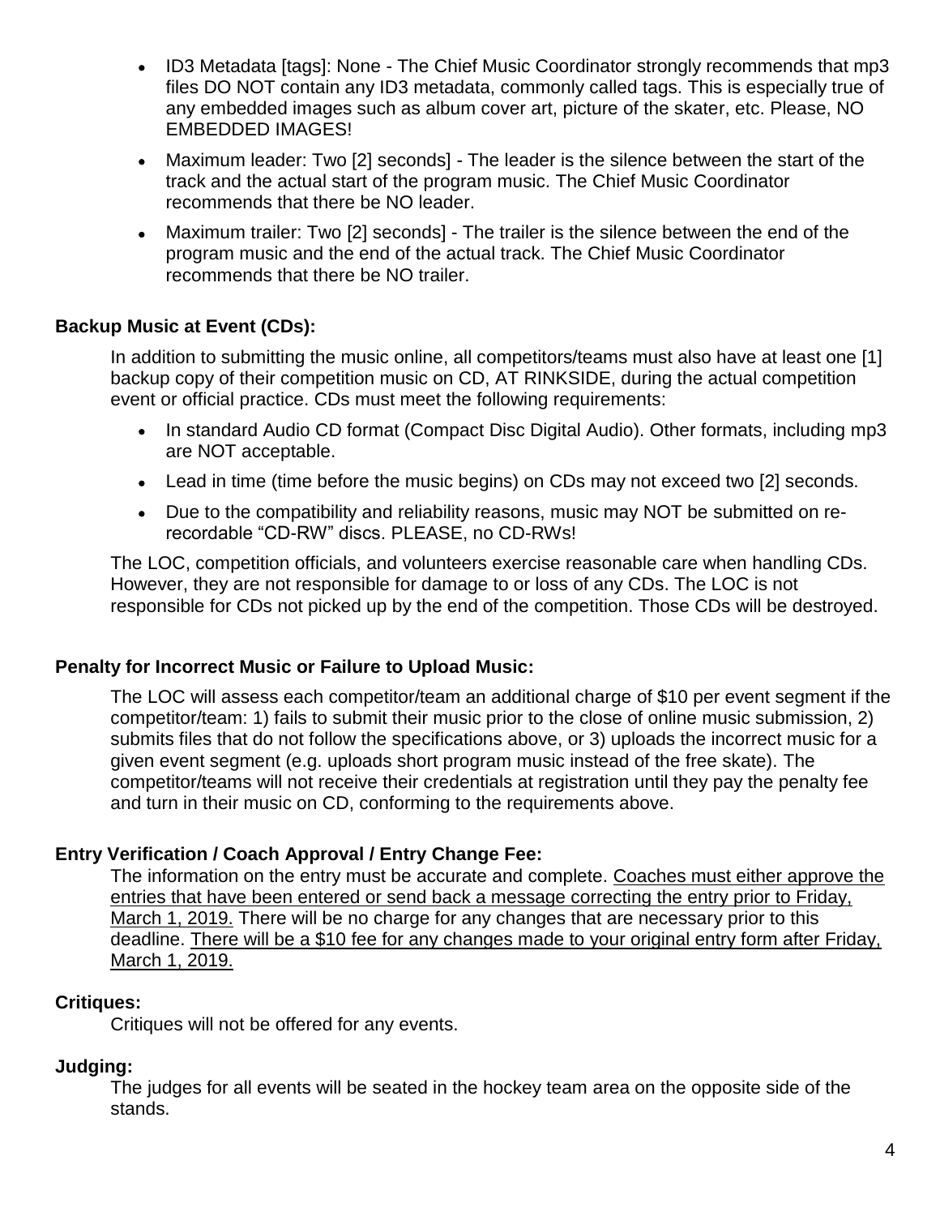- ID3 Metadata [tags]: None - The Chief Music Coordinator strongly recommends that mp3 files DO NOT contain any ID3 metadata, commonly called tags. This is especially true of any embedded images such as album cover art, picture of the skater, etc. Please, NO EMBEDDED IMAGES!
- Maximum leader: Two [2] seconds] - The leader is the silence between the start of the track and the actual start of the program music. The Chief Music Coordinator recommends that there be NO leader.
- Maximum trailer: Two [2] seconds] - The trailer is the silence between the end of the program music and the end of the actual track. The Chief Music Coordinator recommends that there be NO trailer.

**Backup Music at Event (CDs):**

In addition to submitting the music online, all competitors/teams must also have at least one [1] backup copy of their competition music on CD, AT RINKSIDE, during the actual competition event or official practice. CDs must meet the following requirements:

- In standard Audio CD format (Compact Disc Digital Audio). Other formats, including mp3 are NOT acceptable.
- Lead in time (time before the music begins) on CDs may not exceed two [2] seconds.
- Due to the compatibility and reliability reasons, music may NOT be submitted on re-recordable "CD-RW" discs. PLEASE, no CD-RWs!

The LOC, competition officials, and volunteers exercise reasonable care when handling CDs. However, they are not responsible for damage to or loss of any CDs. The LOC is not responsible for CDs not picked up by the end of the competition. Those CDs will be destroyed.

**Penalty for Incorrect Music or Failure to Upload Music:**

The LOC will assess each competitor/team an additional charge of $10 per event segment if the competitor/team: 1) fails to submit their music prior to the close of online music submission, 2) submits files that do not follow the specifications above, or 3) uploads the incorrect music for a given event segment (e.g. uploads short program music instead of the free skate). The competitor/teams will not receive their credentials at registration until they pay the penalty fee and turn in their music on CD, conforming to the requirements above.

**Entry Verification / Coach Approval / Entry Change Fee:**

The information on the entry must be accurate and complete. Coaches must either approve the entries that have been entered or send back a message correcting the entry prior to Friday, March 1, 2019. There will be no charge for any changes that are necessary prior to this deadline. There will be a $10 fee for any changes made to your original entry form after Friday, March 1, 2019.

**Critiques:**

Critiques will not be offered for any events.

**Judging:**

The judges for all events will be seated in the hockey team area on the opposite side of the stands.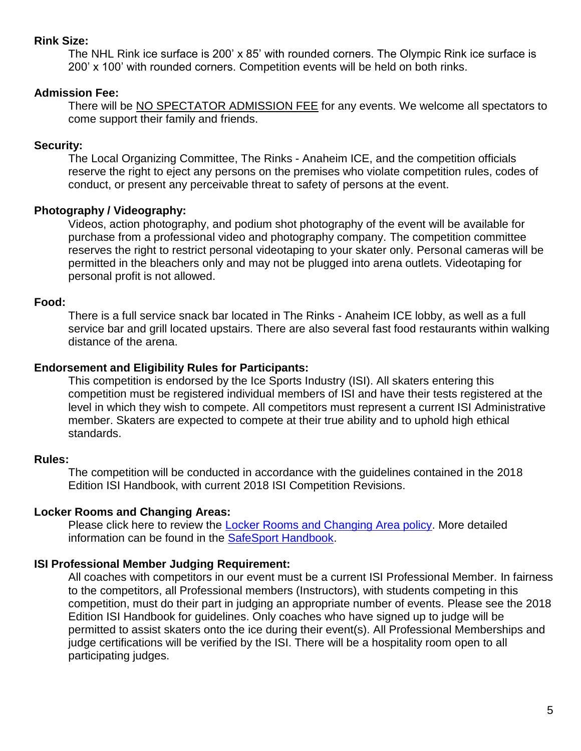**Rink Size:**

The NHL Rink ice surface is 200' x 85' with rounded corners. The Olympic Rink ice surface is 200' x 100' with rounded corners. Competition events will be held on both rinks.

**Admission Fee:**

There will be NO SPECTATOR ADMISSION FEE for any events. We welcome all spectators to come support their family and friends.

**Security:**

The Local Organizing Committee, The Rinks - Anaheim ICE, and the competition officials reserve the right to eject any persons on the premises who violate competition rules, codes of conduct, or present any perceivable threat to safety of persons at the event.

**Photography / Videography:**

Videos, action photography, and podium shot photography of the event will be available for purchase from a professional video and photography company. The competition committee reserves the right to restrict personal videotaping to your skater only. Personal cameras will be permitted in the bleachers only and may not be plugged into arena outlets. Videotaping for personal profit is not allowed.

**Food:**

There is a full service snack bar located in The Rinks - Anaheim ICE lobby, as well as a full service bar and grill located upstairs. There are also several fast food restaurants within walking distance of the arena.

**Endorsement and Eligibility Rules for Participants:**

This competition is endorsed by the Ice Sports Industry (ISI). All skaters entering this competition must be registered individual members of ISI and have their tests registered at the level in which they wish to compete. All competitors must represent a current ISI Administrative member. Skaters are expected to compete at their true ability and to uphold high ethical standards.

**Rules:**

The competition will be conducted in accordance with the guidelines contained in the 2018 Edition ISI Handbook, with current 2018 ISI Competition Revisions.

**Locker Rooms and Changing Areas:**

Please click here to review the Locker Rooms and Changing Area policy. More detailed information can be found in the SafeSport Handbook.

**ISI Professional Member Judging Requirement:**

All coaches with competitors in our event must be a current ISI Professional Member. In fairness to the competitors, all Professional members (Instructors), with students competing in this competition, must do their part in judging an appropriate number of events. Please see the 2018 Edition ISI Handbook for guidelines. Only coaches who have signed up to judge will be permitted to assist skaters onto the ice during their event(s). All Professional Memberships and judge certifications will be verified by the ISI. There will be a hospitality room open to all participating judges.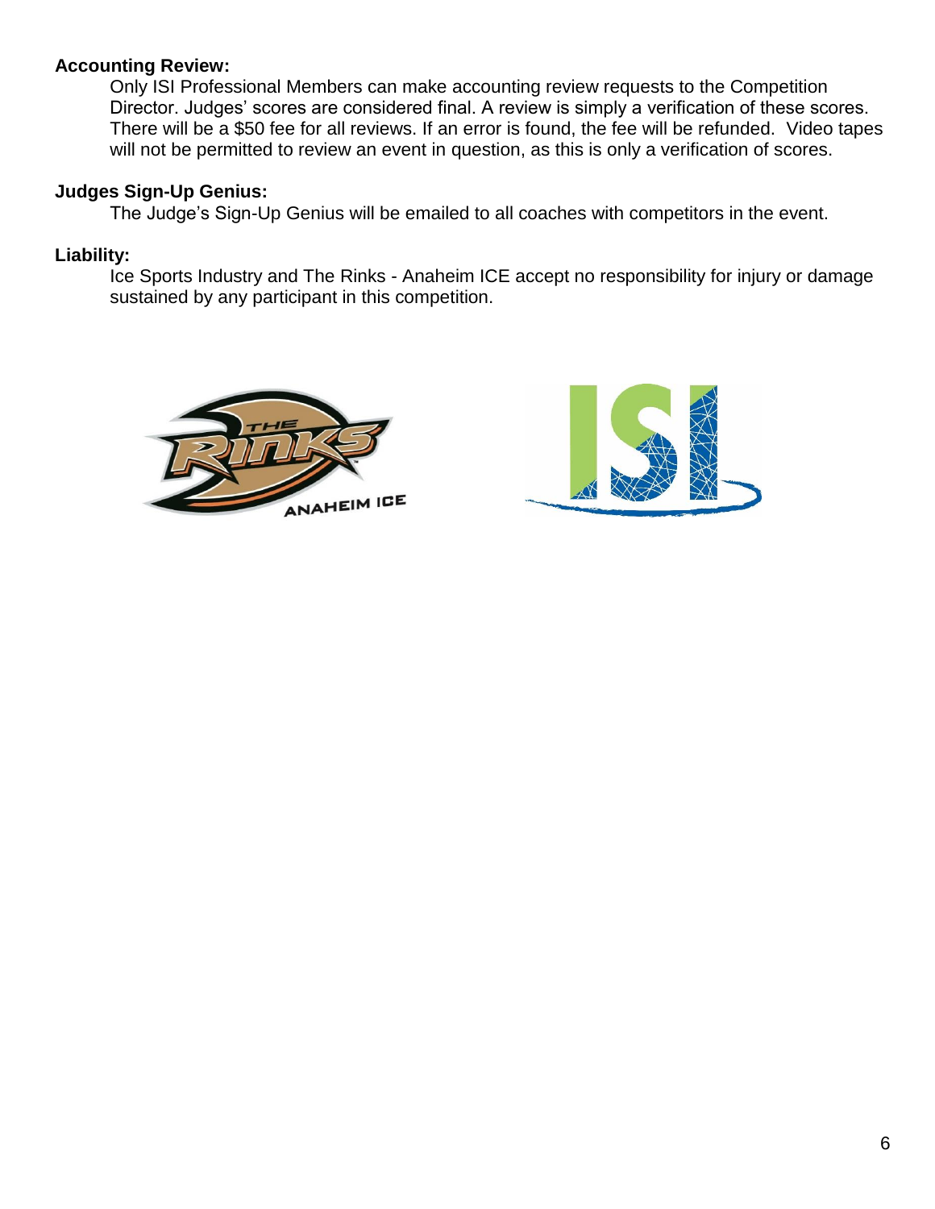**Accounting Review:**

Only ISI Professional Members can make accounting review requests to the Competition Director. Judges' scores are considered final. A review is simply a verification of these scores. There will be a $50 fee for all reviews. If an error is found, the fee will be refunded. Video tapes will not be permitted to review an event in question, as this is only a verification of scores.

**Judges Sign-Up Genius:**

The Judge's Sign-Up Genius will be emailed to all coaches with competitors in the event.

**Liability:**

Ice Sports Industry and The Rinks - Anaheim ICE accept no responsibility for injury or damage sustained by any participant in this competition.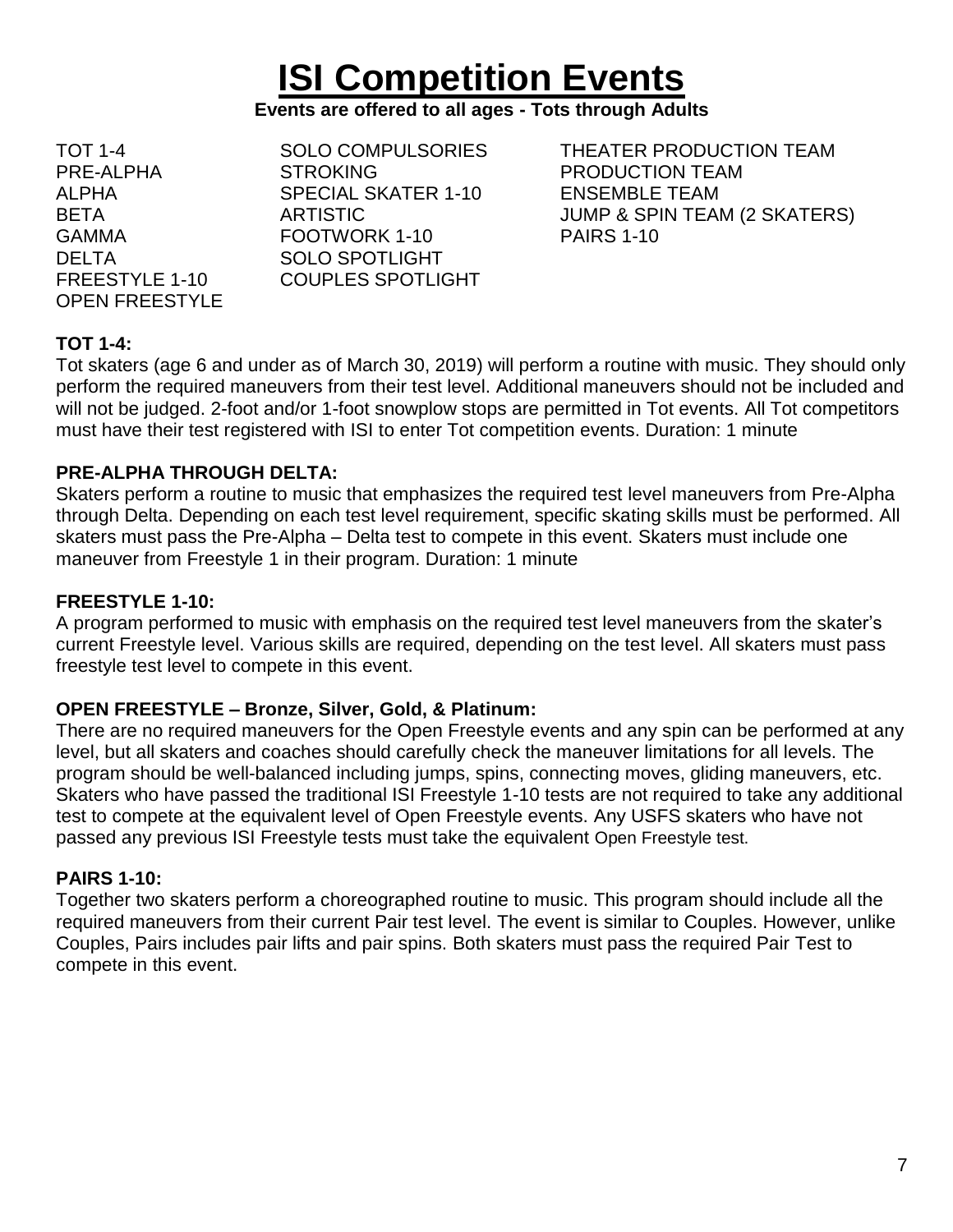# ISI Competition Events

**Events are offered to all ages - Tots through Adults**

TOT 1-4
PRE-ALPHA
ALPHA
BETA
GAMMA
DELTA
FREESTYLE 1-10
OPEN FREESTYLE

SOLO COMPULSORIES
STROKING
SPECIAL SKATER 1-10
ARTISTIC
FOOTWORK 1-10
SOLO SPOTLIGHT
COUPLES SPOTLIGHT

THEATER PRODUCTION TEAM
PRODUCTION TEAM
ENSEMBLE TEAM
JUMP & SPIN TEAM (2 SKATERS)
PAIRS 1-10

**TOT 1-4:**
Tot skaters (age 6 and under as of March 30, 2019) will perform a routine with music. They should only perform the required maneuvers from their test level. Additional maneuvers should not be included and will not be judged. 2-foot and/or 1-foot snowplow stops are permitted in Tot events. All Tot competitors must have their test registered with ISI to enter Tot competition events. Duration: 1 minute

**PRE-ALPHA THROUGH DELTA:**
Skaters perform a routine to music that emphasizes the required test level maneuvers from Pre-Alpha through Delta. Depending on each test level requirement, specific skating skills must be performed. All skaters must pass the Pre-Alpha – Delta test to compete in this event. Skaters must include one maneuver from Freestyle 1 in their program. Duration: 1 minute

**FREESTYLE 1-10:**
A program performed to music with emphasis on the required test level maneuvers from the skater's current Freestyle level. Various skills are required, depending on the test level. All skaters must pass freestyle test level to compete in this event.

**OPEN FREESTYLE – Bronze, Silver, Gold, & Platinum:**
There are no required maneuvers for the Open Freestyle events and any spin can be performed at any level, but all skaters and coaches should carefully check the maneuver limitations for all levels. The program should be well-balanced including jumps, spins, connecting moves, gliding maneuvers, etc. Skaters who have passed the traditional ISI Freestyle 1-10 tests are not required to take any additional test to compete at the equivalent level of Open Freestyle events. Any USFS skaters who have not passed any previous ISI Freestyle tests must take the equivalent Open Freestyle test.

**PAIRS 1-10:**
Together two skaters perform a choreographed routine to music. This program should include all the required maneuvers from their current Pair test level. The event is similar to Couples. However, unlike Couples, Pairs includes pair lifts and pair spins. Both skaters must pass the required Pair Test to compete in this event.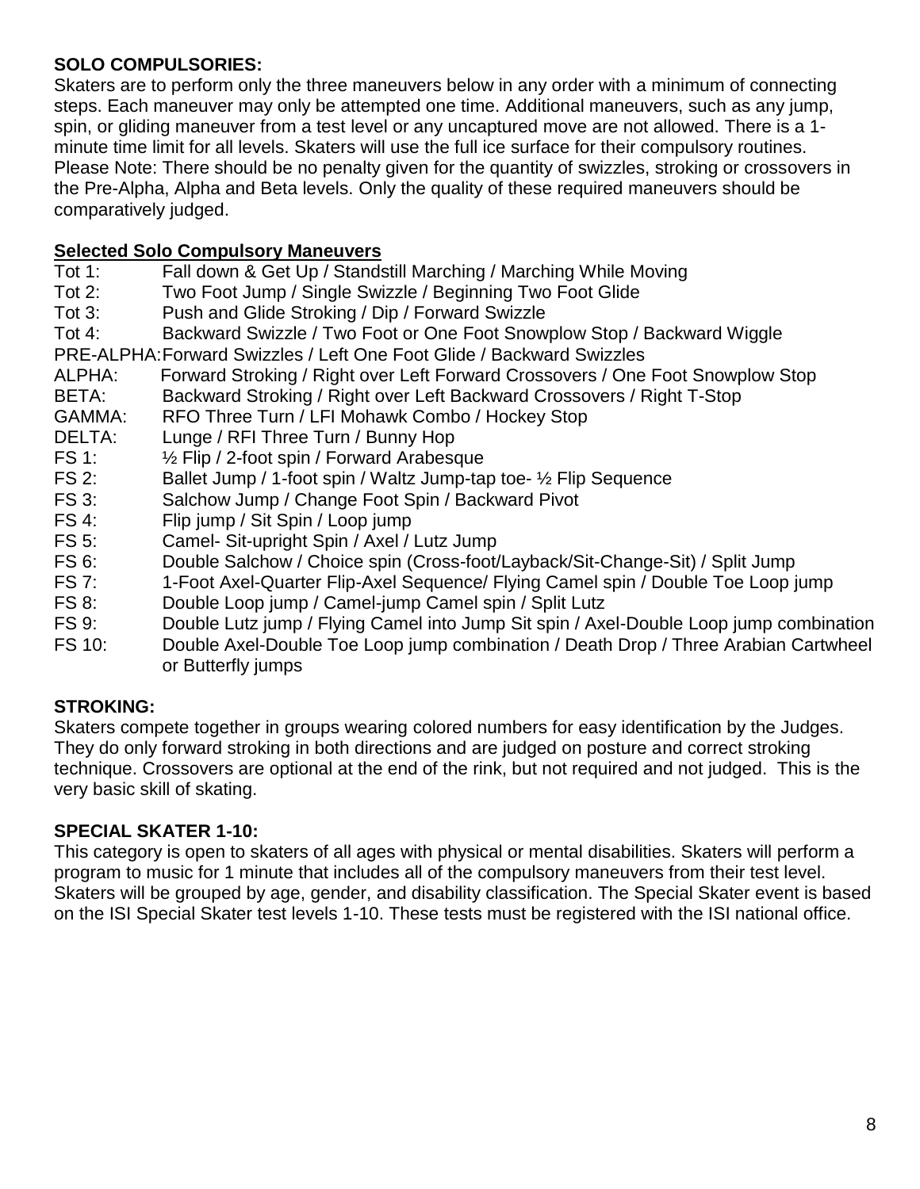**SOLO COMPULSORIES:**
Skaters are to perform only the three maneuvers below in any order with a minimum of connecting steps. Each maneuver may only be attempted one time. Additional maneuvers, such as any jump, spin, or gliding maneuver from a test level or any uncaptured move are not allowed. There is a 1-minute time limit for all levels. Skaters will use the full ice surface for their compulsory routines. Please Note: There should be no penalty given for the quantity of swizzles, stroking or crossovers in the Pre-Alpha, Alpha and Beta levels. Only the quality of these required maneuvers should be comparatively judged.

**Selected Solo Compulsory Maneuvers**

| | |
|---|---|
| Tot 1: | Fall down & Get Up / Standstill Marching / Marching While Moving |
| Tot 2: | Two Foot Jump / Single Swizzle / Beginning Two Foot Glide |
| Tot 3: | Push and Glide Stroking / Dip / Forward Swizzle |
| Tot 4: | Backward Swizzle / Two Foot or One Foot Snowplow Stop / Backward Wiggle |
| PRE-ALPHA: | Forward Swizzles / Left One Foot Glide / Backward Swizzles |
| ALPHA: | Forward Stroking / Right over Left Forward Crossovers / One Foot Snowplow Stop |
| BETA: | Backward Stroking / Right over Left Backward Crossovers / Right T-Stop |
| GAMMA: | RFO Three Turn / LFI Mohawk Combo / Hockey Stop |
| DELTA: | Lunge / RFI Three Turn / Bunny Hop |
| FS 1: | ½ Flip / 2-foot spin / Forward Arabesque |
| FS 2: | Ballet Jump / 1-foot spin / Waltz Jump-tap toe- ½ Flip Sequence |
| FS 3: | Salchow Jump / Change Foot Spin / Backward Pivot |
| FS 4: | Flip jump / Sit Spin / Loop jump |
| FS 5: | Camel- Sit-upright Spin / Axel / Lutz Jump |
| FS 6: | Double Salchow / Choice spin (Cross-foot/Layback/Sit-Change-Sit) / Split Jump |
| FS 7: | 1-Foot Axel-Quarter Flip-Axel Sequence/ Flying Camel spin / Double Toe Loop jump |
| FS 8: | Double Loop jump / Camel-jump Camel spin / Split Lutz |
| FS 9: | Double Lutz jump / Flying Camel into Jump Sit spin / Axel-Double Loop jump combination |
| FS 10: | Double Axel-Double Toe Loop jump combination / Death Drop / Three Arabian Cartwheel or Butterfly jumps |

**STROKING:**
Skaters compete together in groups wearing colored numbers for easy identification by the Judges. They do only forward stroking in both directions and are judged on posture and correct stroking technique. Crossovers are optional at the end of the rink, but not required and not judged. This is the very basic skill of skating.

**SPECIAL SKATER 1-10:**
This category is open to skaters of all ages with physical or mental disabilities. Skaters will perform a program to music for 1 minute that includes all of the compulsory maneuvers from their test level. Skaters will be grouped by age, gender, and disability classification. The Special Skater event is based on the ISI Special Skater test levels 1-10. These tests must be registered with the ISI national office.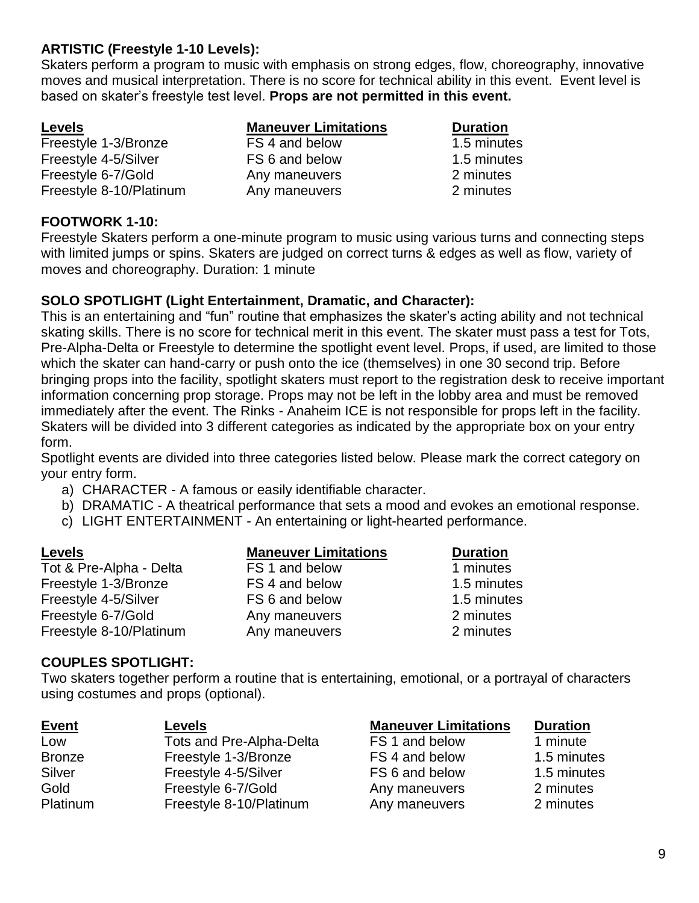**ARTISTIC (Freestyle 1-10 Levels):**
Skaters perform a program to music with emphasis on strong edges, flow, choreography, innovative moves and musical interpretation. There is no score for technical ability in this event. Event level is based on skater's freestyle test level. **Props are not permitted in this event.**

| Levels | Maneuver Limitations | Duration |
|---|---|---|
| Freestyle 1-3/Bronze | FS 4 and below | 1.5 minutes |
| Freestyle 4-5/Silver | FS 6 and below | 1.5 minutes |
| Freestyle 6-7/Gold | Any maneuvers | 2 minutes |
| Freestyle 8-10/Platinum | Any maneuvers | 2 minutes |

**FOOTWORK 1-10:**
Freestyle Skaters perform a one-minute program to music using various turns and connecting steps with limited jumps or spins. Skaters are judged on correct turns & edges as well as flow, variety of moves and choreography. Duration: 1 minute

**SOLO SPOTLIGHT (Light Entertainment, Dramatic, and Character):**
This is an entertaining and "fun" routine that emphasizes the skater's acting ability and not technical skating skills. There is no score for technical merit in this event. The skater must pass a test for Tots, Pre-Alpha-Delta or Freestyle to determine the spotlight event level. Props, if used, are limited to those which the skater can hand-carry or push onto the ice (themselves) in one 30 second trip. Before bringing props into the facility, spotlight skaters must report to the registration desk to receive important information concerning prop storage. Props may not be left in the lobby area and must be removed immediately after the event. The Rinks - Anaheim ICE is not responsible for props left in the facility. Skaters will be divided into 3 different categories as indicated by the appropriate box on your entry form.
Spotlight events are divided into three categories listed below. Please mark the correct category on your entry form.

a) CHARACTER - A famous or easily identifiable character.
b) DRAMATIC - A theatrical performance that sets a mood and evokes an emotional response.
c) LIGHT ENTERTAINMENT - An entertaining or light-hearted performance.

| Levels | Maneuver Limitations | Duration |
|---|---|---|
| Tot & Pre-Alpha - Delta | FS 1 and below | 1 minutes |
| Freestyle 1-3/Bronze | FS 4 and below | 1.5 minutes |
| Freestyle 4-5/Silver | FS 6 and below | 1.5 minutes |
| Freestyle 6-7/Gold | Any maneuvers | 2 minutes |
| Freestyle 8-10/Platinum | Any maneuvers | 2 minutes |

**COUPLES SPOTLIGHT:**
Two skaters together perform a routine that is entertaining, emotional, or a portrayal of characters using costumes and props (optional).

| Event | Levels | Maneuver Limitations | Duration |
|---|---|---|---|
| Low | Tots and Pre-Alpha-Delta | FS 1 and below | 1 minute |
| Bronze | Freestyle 1-3/Bronze | FS 4 and below | 1.5 minutes |
| Silver | Freestyle 4-5/Silver | FS 6 and below | 1.5 minutes |
| Gold | Freestyle 6-7/Gold | Any maneuvers | 2 minutes |
| Platinum | Freestyle 8-10/Platinum | Any maneuvers | 2 minutes |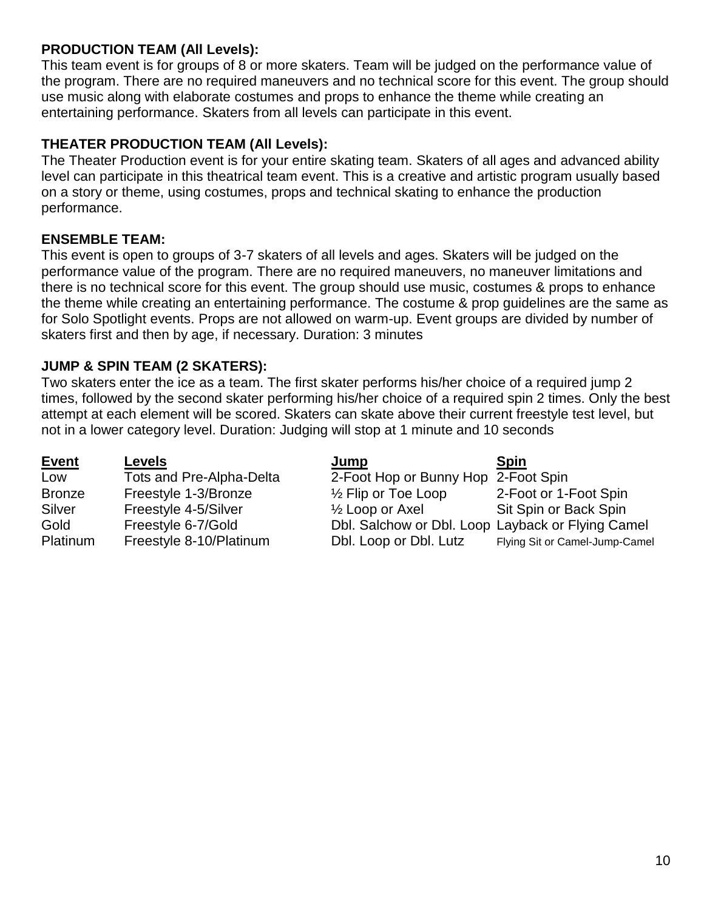**PRODUCTION TEAM (All Levels):**
This team event is for groups of 8 or more skaters. Team will be judged on the performance value of the program. There are no required maneuvers and no technical score for this event. The group should use music along with elaborate costumes and props to enhance the theme while creating an entertaining performance. Skaters from all levels can participate in this event.

**THEATER PRODUCTION TEAM (All Levels):**
The Theater Production event is for your entire skating team. Skaters of all ages and advanced ability level can participate in this theatrical team event. This is a creative and artistic program usually based on a story or theme, using costumes, props and technical skating to enhance the production performance.

**ENSEMBLE TEAM:**
This event is open to groups of 3-7 skaters of all levels and ages. Skaters will be judged on the performance value of the program. There are no required maneuvers, no maneuver limitations and there is no technical score for this event. The group should use music, costumes & props to enhance the theme while creating an entertaining performance. The costume & prop guidelines are the same as for Solo Spotlight events. Props are not allowed on warm-up. Event groups are divided by number of skaters first and then by age, if necessary. Duration: 3 minutes

**JUMP & SPIN TEAM (2 SKATERS):**
Two skaters enter the ice as a team. The first skater performs his/her choice of a required jump 2 times, followed by the second skater performing his/her choice of a required spin 2 times. Only the best attempt at each element will be scored. Skaters can skate above their current freestyle test level, but not in a lower category level. Duration: Judging will stop at 1 minute and 10 seconds

| Event | Levels | Jump | Spin |
|---|---|---|---|
| Low | Tots and Pre-Alpha-Delta | 2-Foot Hop or Bunny Hop | 2-Foot Spin |
| Bronze | Freestyle 1-3/Bronze | ½ Flip or Toe Loop | 2-Foot or 1-Foot Spin |
| Silver | Freestyle 4-5/Silver | ½ Loop or Axel | Sit Spin or Back Spin |
| Gold | Freestyle 6-7/Gold | Dbl. Salchow or Dbl. Loop | Layback or Flying Camel |
| Platinum | Freestyle 8-10/Platinum | Dbl. Loop or Dbl. Lutz | Flying Sit or Camel-Jump-Camel |